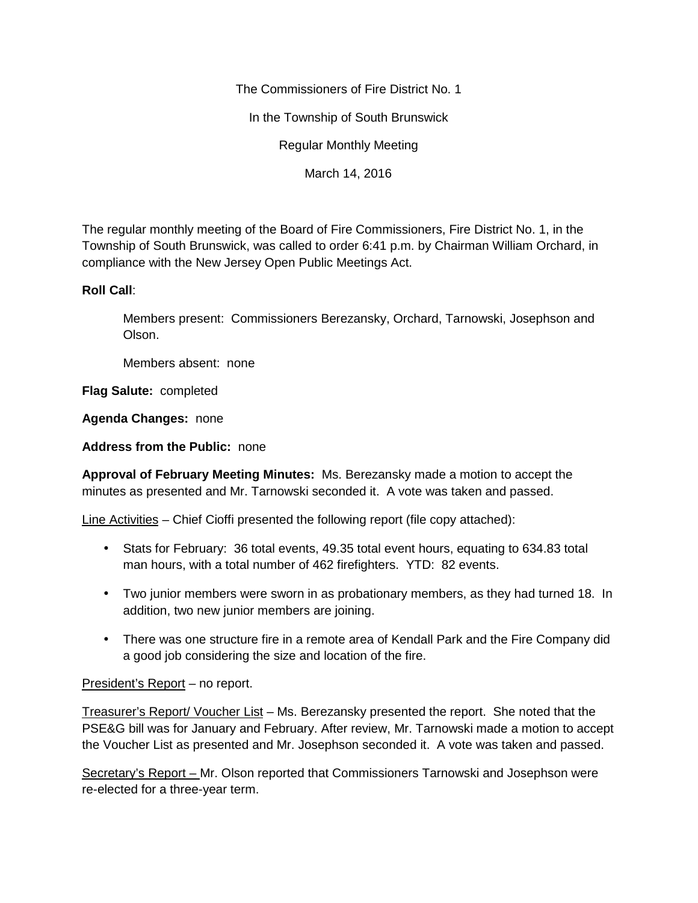The Commissioners of Fire District No. 1

In the Township of South Brunswick

Regular Monthly Meeting

March 14, 2016

The regular monthly meeting of the Board of Fire Commissioners, Fire District No. 1, in the Township of South Brunswick, was called to order 6:41 p.m. by Chairman William Orchard, in compliance with the New Jersey Open Public Meetings Act.

**Roll Call**:

> Members present: Commissioners Berezansky, Orchard, Tarnowski, Josephson and Olson.
>
> Members absent: none

**Flag Salute:** completed

**Agenda Changes:** none

**Address from the Public:** none

**Approval of February Meeting Minutes:** Ms. Berezansky made a motion to accept the minutes as presented and Mr. Tarnowski seconded it. A vote was taken and passed.

<u>Line Activities</u> – Chief Cioffi presented the following report (file copy attached):

- Stats for February: 36 total events, 49.35 total event hours, equating to 634.83 total man hours, with a total number of 462 firefighters. YTD: 82 events.
- Two junior members were sworn in as probationary members, as they had turned 18. In addition, two new junior members are joining.
- There was one structure fire in a remote area of Kendall Park and the Fire Company did a good job considering the size and location of the fire.

<u>President's Report</u> – no report.

<u>Treasurer's Report/ Voucher List</u> – Ms. Berezansky presented the report. She noted that the PSE&G bill was for January and February. After review, Mr. Tarnowski made a motion to accept the Voucher List as presented and Mr. Josephson seconded it. A vote was taken and passed.

<u>Secretary's Report –</u> Mr. Olson reported that Commissioners Tarnowski and Josephson were re-elected for a three-year term.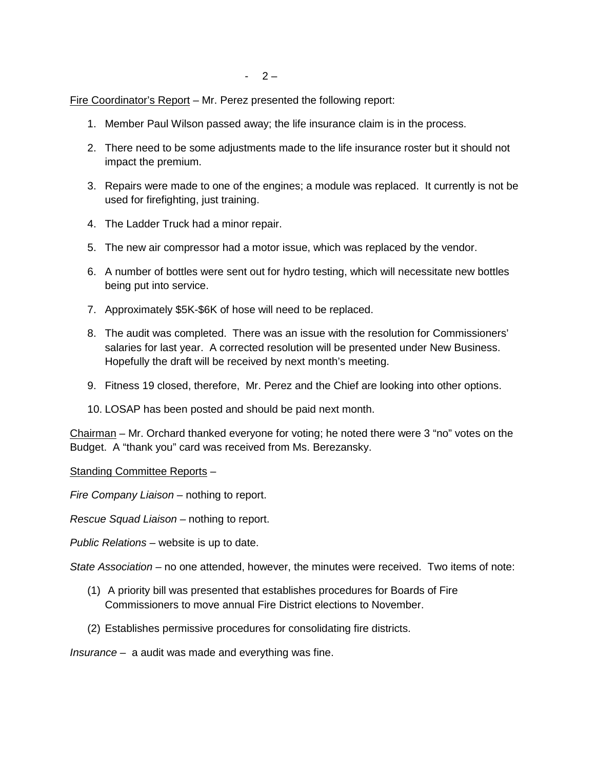Fire Coordinator's Report – Mr. Perez presented the following report:

1. Member Paul Wilson passed away; the life insurance claim is in the process.
2. There need to be some adjustments made to the life insurance roster but it should not impact the premium.
3. Repairs were made to one of the engines; a module was replaced. It currently is not be used for firefighting, just training.
4. The Ladder Truck had a minor repair.
5. The new air compressor had a motor issue, which was replaced by the vendor.
6. A number of bottles were sent out for hydro testing, which will necessitate new bottles being put into service.
7. Approximately $5K-$6K of hose will need to be replaced.
8. The audit was completed. There was an issue with the resolution for Commissioners' salaries for last year. A corrected resolution will be presented under New Business. Hopefully the draft will be received by next month's meeting.
9. Fitness 19 closed, therefore, Mr. Perez and the Chief are looking into other options.
10. LOSAP has been posted and should be paid next month.

Chairman – Mr. Orchard thanked everyone for voting; he noted there were 3 "no" votes on the Budget. A "thank you" card was received from Ms. Berezansky.

Standing Committee Reports –

*Fire Company Liaison* – nothing to report.

*Rescue Squad Liaison* – nothing to report.

*Public Relations* – website is up to date.

*State Association* – no one attended, however, the minutes were received. Two items of note:

(1) A priority bill was presented that establishes procedures for Boards of Fire Commissioners to move annual Fire District elections to November.

(2) Establishes permissive procedures for consolidating fire districts.

*Insurance* – a audit was made and everything was fine.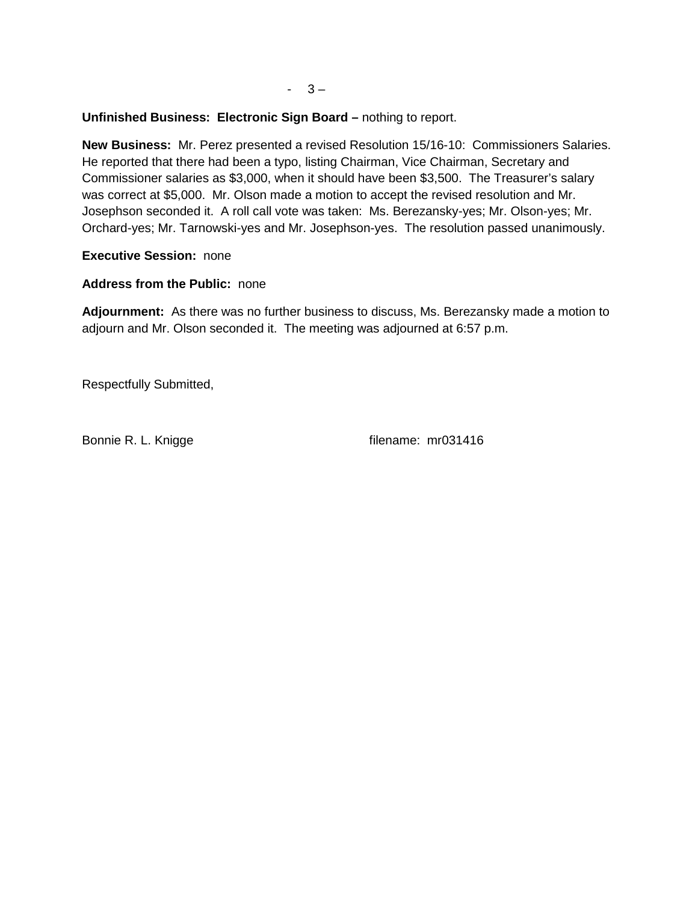**Unfinished Business: Electronic Sign Board –** nothing to report.

**New Business:** Mr. Perez presented a revised Resolution 15/16-10: Commissioners Salaries. He reported that there had been a typo, listing Chairman, Vice Chairman, Secretary and Commissioner salaries as $3,000, when it should have been $3,500. The Treasurer's salary was correct at $5,000. Mr. Olson made a motion to accept the revised resolution and Mr. Josephson seconded it. A roll call vote was taken: Ms. Berezansky-yes; Mr. Olson-yes; Mr. Orchard-yes; Mr. Tarnowski-yes and Mr. Josephson-yes. The resolution passed unanimously.

**Executive Session:** none

**Address from the Public:** none

**Adjournment:** As there was no further business to discuss, Ms. Berezansky made a motion to adjourn and Mr. Olson seconded it. The meeting was adjourned at 6:57 p.m.

Respectfully Submitted,

Bonnie R. L. Knigge filename: mr031416